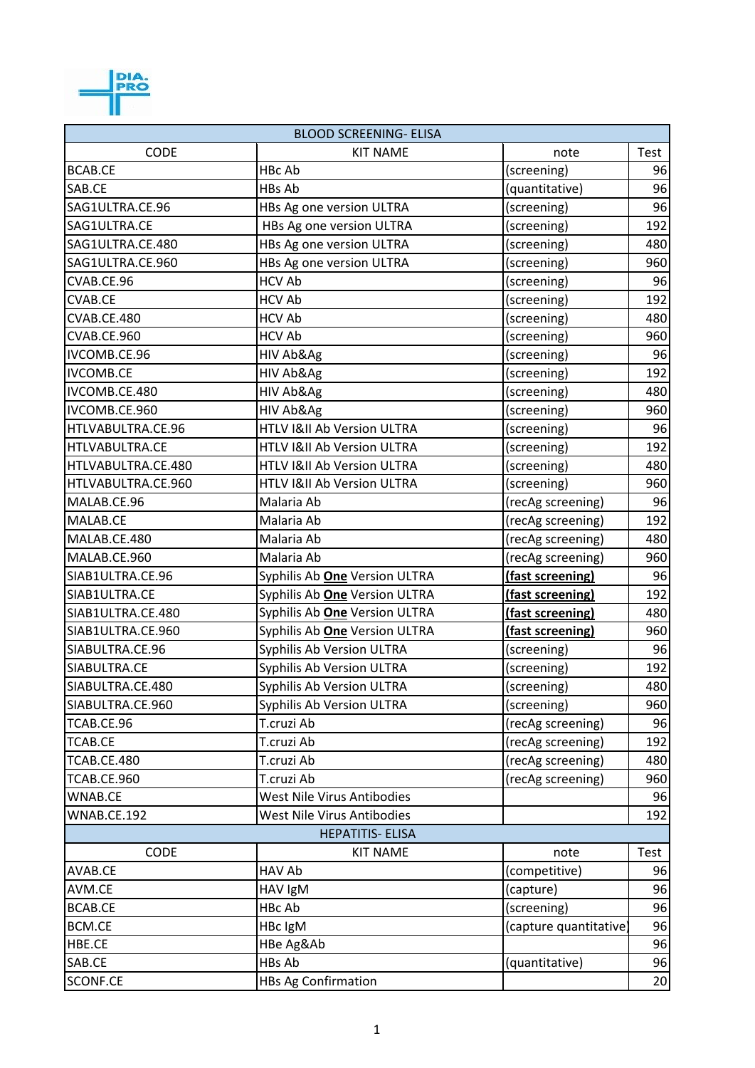DIA.PRO

| BLOOD SCREENING- ELISA | | | |
|---|---|---|---|
| CODE | KIT NAME | note | Test |
| BCAB.CE | HBc Ab | (screening) | 96 |
| SAB.CE | HBs Ab | (quantitative) | 96 |
| SAG1ULTRA.CE.96 | HBs Ag one version ULTRA | (screening) | 96 |
| SAG1ULTRA.CE | HBs Ag one version ULTRA | (screening) | 192 |
| SAG1ULTRA.CE.480 | HBs Ag one version ULTRA | (screening) | 480 |
| SAG1ULTRA.CE.960 | HBs Ag one version ULTRA | (screening) | 960 |
| CVAB.CE.96 | HCV Ab | (screening) | 96 |
| CVAB.CE | HCV Ab | (screening) | 192 |
| CVAB.CE.480 | HCV Ab | (screening) | 480 |
| CVAB.CE.960 | HCV Ab | (screening) | 960 |
| IVCOMB.CE.96 | HIV Ab&Ag | (screening) | 96 |
| IVCOMB.CE | HIV Ab&Ag | (screening) | 192 |
| IVCOMB.CE.480 | HIV Ab&Ag | (screening) | 480 |
| IVCOMB.CE.960 | HIV Ab&Ag | (screening) | 960 |
| HTLVABULTRA.CE.96 | HTLV I&II Ab Version ULTRA | (screening) | 96 |
| HTLVABULTRA.CE | HTLV I&II Ab Version ULTRA | (screening) | 192 |
| HTLVABULTRA.CE.480 | HTLV I&II Ab Version ULTRA | (screening) | 480 |
| HTLVABULTRA.CE.960 | HTLV I&II Ab Version ULTRA | (screening) | 960 |
| MALAB.CE.96 | Malaria Ab | (recAg screening) | 96 |
| MALAB.CE | Malaria Ab | (recAg screening) | 192 |
| MALAB.CE.480 | Malaria Ab | (recAg screening) | 480 |
| MALAB.CE.960 | Malaria Ab | (recAg screening) | 960 |
| SIAB1ULTRA.CE.96 | Syphilis Ab **One** Version ULTRA | **(fast screening)** | 96 |
| SIAB1ULTRA.CE | Syphilis Ab **One** Version ULTRA | **(fast screening)** | 192 |
| SIAB1ULTRA.CE.480 | Syphilis Ab **One** Version ULTRA | **(fast screening)** | 480 |
| SIAB1ULTRA.CE.960 | Syphilis Ab **One** Version ULTRA | **(fast screening)** | 960 |
| SIABULTRA.CE.96 | Syphilis Ab Version ULTRA | (screening) | 96 |
| SIABULTRA.CE | Syphilis Ab Version ULTRA | (screening) | 192 |
| SIABULTRA.CE.480 | Syphilis Ab Version ULTRA | (screening) | 480 |
| SIABULTRA.CE.960 | Syphilis Ab Version ULTRA | (screening) | 960 |
| TCAB.CE.96 | T.cruzi Ab | (recAg screening) | 96 |
| TCAB.CE | T.cruzi Ab | (recAg screening) | 192 |
| TCAB.CE.480 | T.cruzi Ab | (recAg screening) | 480 |
| TCAB.CE.960 | T.cruzi Ab | (recAg screening) | 960 |
| WNAB.CE | West Nile Virus Antibodies | | 96 |
| WNAB.CE.192 | West Nile Virus Antibodies | | 192 |

| HEPATITIS- ELISA | | | |
|---|---|---|---|
| CODE | KIT NAME | note | Test |
| AVAB.CE | HAV Ab | (competitive) | 96 |
| AVM.CE | HAV IgM | (capture) | 96 |
| BCAB.CE | HBc Ab | (screening) | 96 |
| BCM.CE | HBc IgM | (capture quantitative) | 96 |
| HBE.CE | HBe Ag&Ab | | 96 |
| SAB.CE | HBs Ab | (quantitative) | 96 |
| SCONF.CE | HBs Ag Confirmation | | 20 |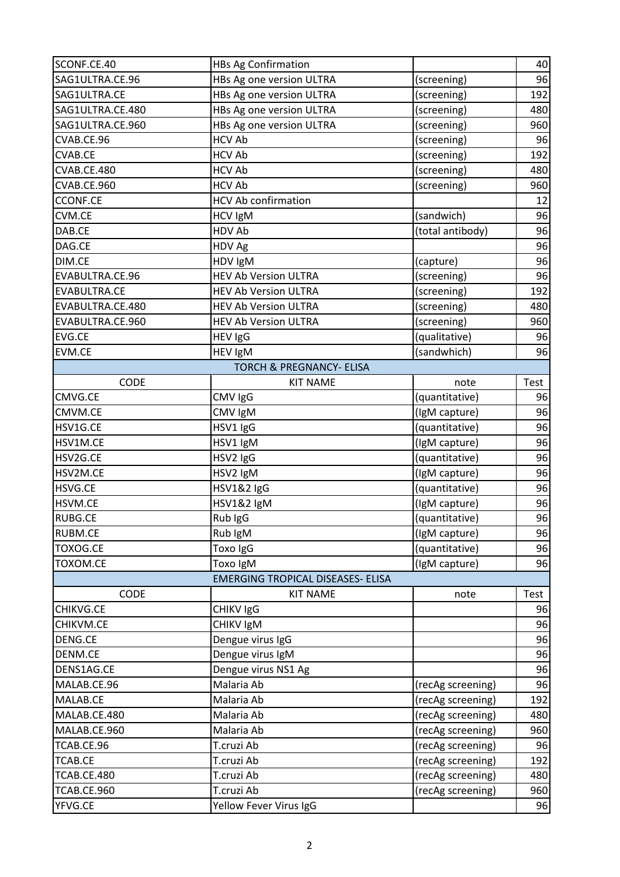| | | | |
|---|---|---|---|
| SCONF.CE.40 | HBs Ag Confirmation | | 40 |
| SAG1ULTRA.CE.96 | HBs Ag one version ULTRA | (screening) | 96 |
| SAG1ULTRA.CE | HBs Ag one version ULTRA | (screening) | 192 |
| SAG1ULTRA.CE.480 | HBs Ag one version ULTRA | (screening) | 480 |
| SAG1ULTRA.CE.960 | HBs Ag one version ULTRA | (screening) | 960 |
| CVAB.CE.96 | HCV Ab | (screening) | 96 |
| CVAB.CE | HCV Ab | (screening) | 192 |
| CVAB.CE.480 | HCV Ab | (screening) | 480 |
| CVAB.CE.960 | HCV Ab | (screening) | 960 |
| CCONF.CE | HCV Ab confirmation | | 12 |
| CVM.CE | HCV IgM | (sandwich) | 96 |
| DAB.CE | HDV Ab | (total antibody) | 96 |
| DAG.CE | HDV Ag | | 96 |
| DIM.CE | HDV IgM | (capture) | 96 |
| EVABULTRA.CE.96 | HEV Ab Version ULTRA | (screening) | 96 |
| EVABULTRA.CE | HEV Ab Version ULTRA | (screening) | 192 |
| EVABULTRA.CE.480 | HEV Ab Version ULTRA | (screening) | 480 |
| EVABULTRA.CE.960 | HEV Ab Version ULTRA | (screening) | 960 |
| EVG.CE | HEV IgG | (qualitative) | 96 |
| EVM.CE | HEV IgM | (sandwhich) | 96 |
| **TORCH & PREGNANCY- ELISA** | | | |
| CODE | KIT NAME | note | Test |
| CMVG.CE | CMV IgG | (quantitative) | 96 |
| CMVM.CE | CMV IgM | (IgM capture) | 96 |
| HSV1G.CE | HSV1 IgG | (quantitative) | 96 |
| HSV1M.CE | HSV1 IgM | (IgM capture) | 96 |
| HSV2G.CE | HSV2 IgG | (quantitative) | 96 |
| HSV2M.CE | HSV2 IgM | (IgM capture) | 96 |
| HSVG.CE | HSV1&2 IgG | (quantitative) | 96 |
| HSVM.CE | HSV1&2 IgM | (IgM capture) | 96 |
| RUBG.CE | Rub IgG | (quantitative) | 96 |
| RUBM.CE | Rub IgM | (IgM capture) | 96 |
| TOXOG.CE | Toxo IgG | (quantitative) | 96 |
| TOXOM.CE | Toxo IgM | (IgM capture) | 96 |
| **EMERGING TROPICAL DISEASES- ELISA** | | | |
| CODE | KIT NAME | note | Test |
| CHIKVG.CE | CHIKV IgG | | 96 |
| CHIKVM.CE | CHIKV IgM | | 96 |
| DENG.CE | Dengue virus IgG | | 96 |
| DENM.CE | Dengue virus IgM | | 96 |
| DENS1AG.CE | Dengue virus NS1 Ag | | 96 |
| MALAB.CE.96 | Malaria Ab | (recAg screening) | 96 |
| MALAB.CE | Malaria Ab | (recAg screening) | 192 |
| MALAB.CE.480 | Malaria Ab | (recAg screening) | 480 |
| MALAB.CE.960 | Malaria Ab | (recAg screening) | 960 |
| TCAB.CE.96 | T.cruzi Ab | (recAg screening) | 96 |
| TCAB.CE | T.cruzi Ab | (recAg screening) | 192 |
| TCAB.CE.480 | T.cruzi Ab | (recAg screening) | 480 |
| TCAB.CE.960 | T.cruzi Ab | (recAg screening) | 960 |
| YFVG.CE | Yellow Fever Virus IgG | | 96 |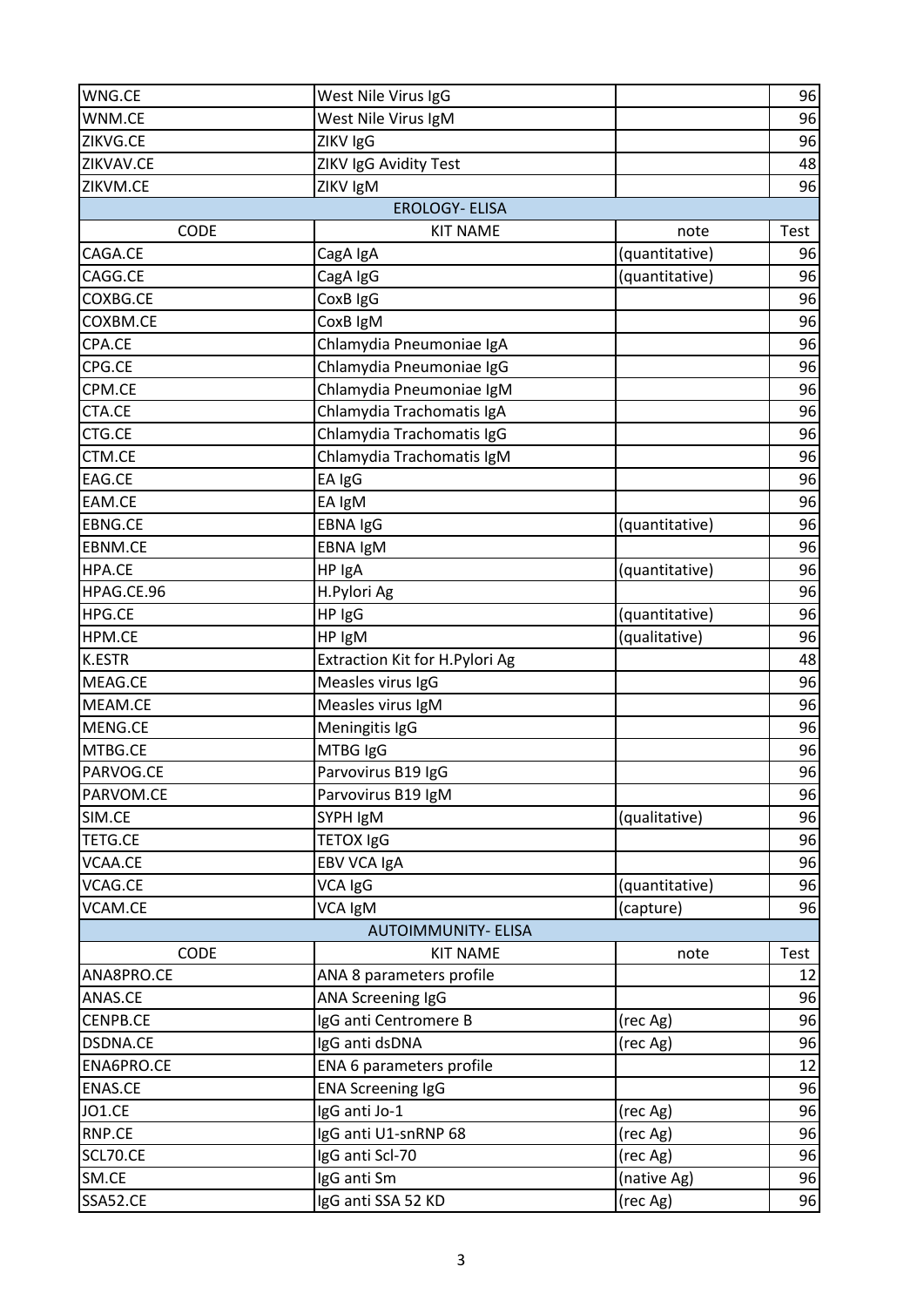| | | | |
|---|---|---|---|
| WNG.CE | West Nile Virus IgG | | 96 |
| WNM.CE | West Nile Virus IgM | | 96 |
| ZIKVG.CE | ZIKV IgG | | 96 |
| ZIKVAV.CE | ZIKV IgG Avidity Test | | 48 |
| ZIKVM.CE | ZIKV IgM | | 96 |

| EROLOGY- ELISA | | | |
|---|---|---|---|
| CODE | KIT NAME | note | Test |
| CAGA.CE | CagA IgA | (quantitative) | 96 |
| CAGG.CE | CagA IgG | (quantitative) | 96 |
| COXBG.CE | CoxB IgG | | 96 |
| COXBM.CE | CoxB IgM | | 96 |
| CPA.CE | Chlamydia Pneumoniae IgA | | 96 |
| CPG.CE | Chlamydia Pneumoniae IgG | | 96 |
| CPM.CE | Chlamydia Pneumoniae IgM | | 96 |
| CTA.CE | Chlamydia Trachomatis IgA | | 96 |
| CTG.CE | Chlamydia Trachomatis IgG | | 96 |
| CTM.CE | Chlamydia Trachomatis IgM | | 96 |
| EAG.CE | EA IgG | | 96 |
| EAM.CE | EA IgM | | 96 |
| EBNG.CE | EBNA IgG | (quantitative) | 96 |
| EBNM.CE | EBNA IgM | | 96 |
| HPA.CE | HP IgA | (quantitative) | 96 |
| HPAG.CE.96 | H.Pylori Ag | | 96 |
| HPG.CE | HP IgG | (quantitative) | 96 |
| HPM.CE | HP IgM | (qualitative) | 96 |
| K.ESTR | Extraction Kit for H.Pylori Ag | | 48 |
| MEAG.CE | Measles virus IgG | | 96 |
| MEAM.CE | Measles virus IgM | | 96 |
| MENG.CE | Meningitis IgG | | 96 |
| MTBG.CE | MTBG IgG | | 96 |
| PARVOG.CE | Parvovirus B19 IgG | | 96 |
| PARVOM.CE | Parvovirus B19 IgM | | 96 |
| SIM.CE | SYPH IgM | (qualitative) | 96 |
| TETG.CE | TETOX IgG | | 96 |
| VCAA.CE | EBV VCA IgA | | 96 |
| VCAG.CE | VCA IgG | (quantitative) | 96 |
| VCAM.CE | VCA IgM | (capture) | 96 |

| AUTOIMMUNITY- ELISA | | | |
|---|---|---|---|
| CODE | KIT NAME | note | Test |
| ANA8PRO.CE | ANA 8 parameters profile | | 12 |
| ANAS.CE | ANA Screening IgG | | 96 |
| CENPB.CE | IgG anti Centromere B | (rec Ag) | 96 |
| DSDNA.CE | IgG anti dsDNA | (rec Ag) | 96 |
| ENA6PRO.CE | ENA 6 parameters profile | | 12 |
| ENAS.CE | ENA Screening IgG | | 96 |
| JO1.CE | IgG anti Jo-1 | (rec Ag) | 96 |
| RNP.CE | IgG anti U1-snRNP 68 | (rec Ag) | 96 |
| SCL70.CE | IgG anti Scl-70 | (rec Ag) | 96 |
| SM.CE | IgG anti Sm | (native Ag) | 96 |
| SSA52.CE | IgG anti SSA 52 KD | (rec Ag) | 96 |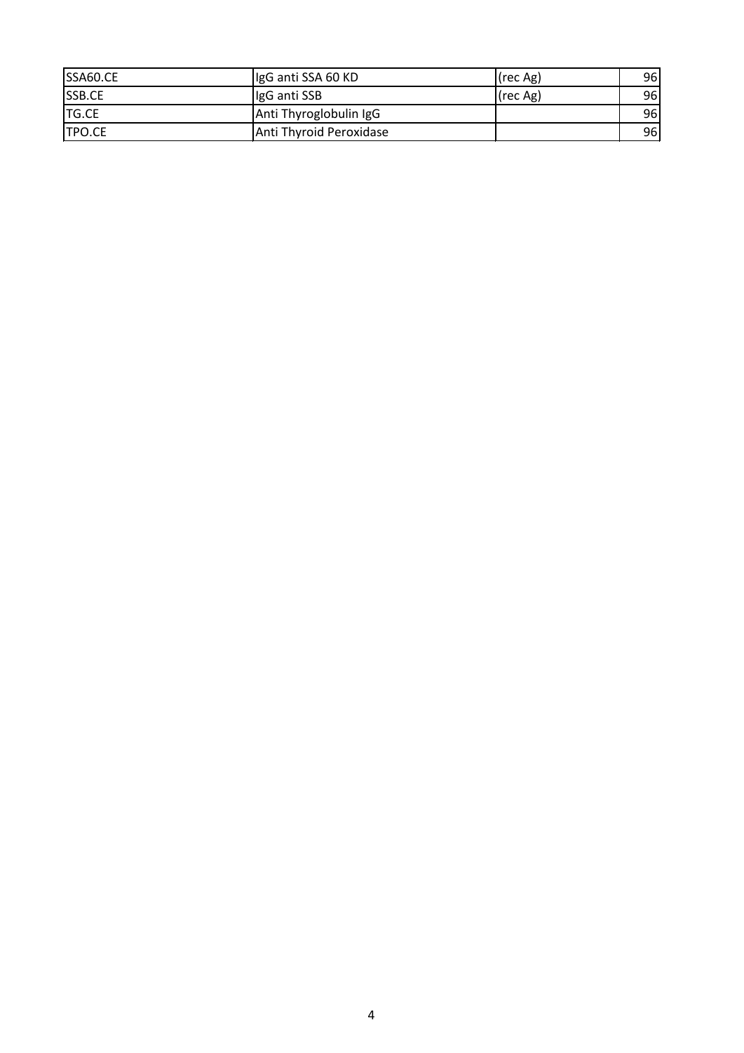| | | | |
|---|---|---|---|
| SSA60.CE | IgG anti SSA 60 KD | (rec Ag) | 96 |
| SSB.CE | IgG anti SSB | (rec Ag) | 96 |
| TG.CE | Anti Thyroglobulin IgG | | 96 |
| TPO.CE | Anti Thyroid Peroxidase | | 96 |